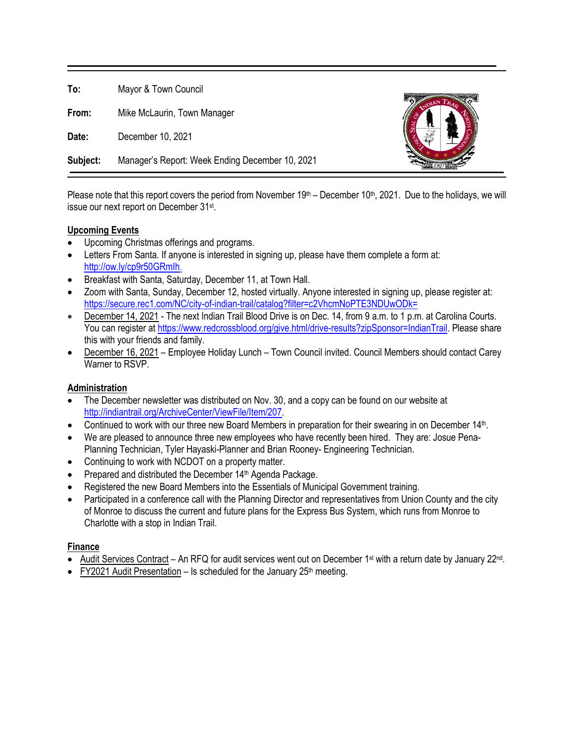**To:** Mayor & Town Council

**From:** Mike McLaurin, Town Manager

**Date:** December 10, 2021

**Subject:** Manager's Report: Week Ending December 10, 2021

Please note that this report covers the period from November 19th – December 10th, 2021. Due to the holidays, we will issue our next report on December 31st.

## Upcoming Events

- Upcoming Christmas offerings and programs.
- Letters From Santa. If anyone is interested in signing up, please have them complete a form at: http://ow.ly/cp9r50GRmlh.
- Breakfast with Santa, Saturday, December 11, at Town Hall.
- Zoom with Santa, Sunday, December 12, hosted virtually. Anyone interested in signing up, please register at: https://secure.rec1.com/NC/city-of-indian-trail/catalog?filter=c2VhcmNoPTE3NDUwODk=
- December 14, 2021 - The next Indian Trail Blood Drive is on Dec. 14, from 9 a.m. to 1 p.m. at Carolina Courts. You can register at https://www.redcrossblood.org/give.html/drive-results?zipSponsor=IndianTrail. Please share this with your friends and family.
- December 16, 2021 – Employee Holiday Lunch – Town Council invited. Council Members should contact Carey Warner to RSVP.

## Administration

- The December newsletter was distributed on Nov. 30, and a copy can be found on our website at http://indiantrail.org/ArchiveCenter/ViewFile/Item/207.
- Continued to work with our three new Board Members in preparation for their swearing in on December 14th.
- We are pleased to announce three new employees who have recently been hired. They are: Josue Pena-Planning Technician, Tyler Hayaski-Planner and Brian Rooney- Engineering Technician.
- Continuing to work with NCDOT on a property matter.
- Prepared and distributed the December 14th Agenda Package.
- Registered the new Board Members into the Essentials of Municipal Government training.
- Participated in a conference call with the Planning Director and representatives from Union County and the city of Monroe to discuss the current and future plans for the Express Bus System, which runs from Monroe to Charlotte with a stop in Indian Trail.

## Finance

- Audit Services Contract – An RFQ for audit services went out on December 1st with a return date by January 22nd.
- FY2021 Audit Presentation – Is scheduled for the January 25th meeting.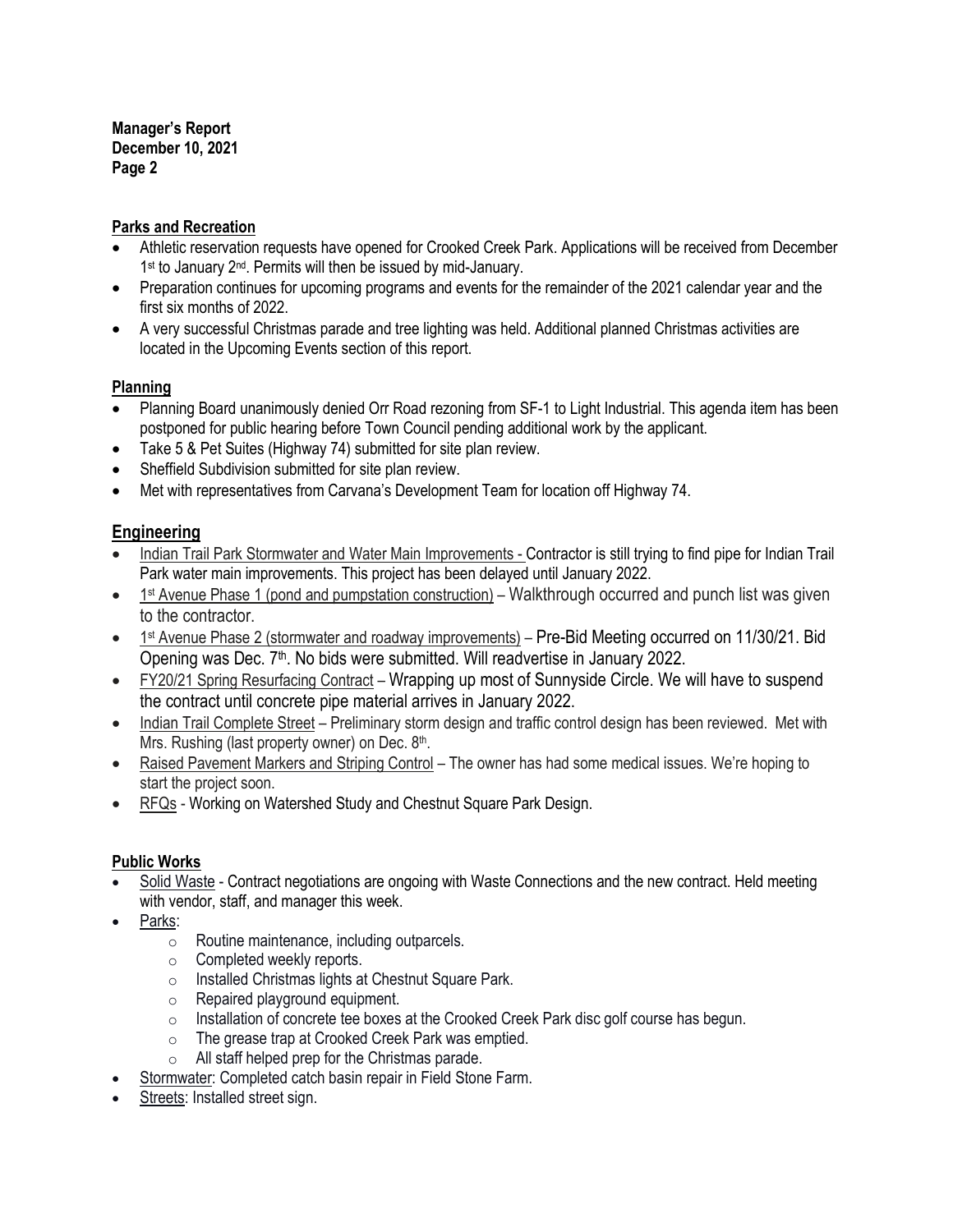**Manager's Report**
**December 10, 2021**

## Parks and Recreation

- Athletic reservation requests have opened for Crooked Creek Park. Applications will be received from December 1st to January 2nd. Permits will then be issued by mid-January.
- Preparation continues for upcoming programs and events for the remainder of the 2021 calendar year and the first six months of 2022.
- A very successful Christmas parade and tree lighting was held. Additional planned Christmas activities are located in the Upcoming Events section of this report.

## Planning

- Planning Board unanimously denied Orr Road rezoning from SF-1 to Light Industrial. This agenda item has been postponed for public hearing before Town Council pending additional work by the applicant.
- Take 5 & Pet Suites (Highway 74) submitted for site plan review.
- Sheffield Subdivision submitted for site plan review.
- Met with representatives from Carvana's Development Team for location off Highway 74.

## Engineering

- Indian Trail Park Stormwater and Water Main Improvements - Contractor is still trying to find pipe for Indian Trail Park water main improvements. This project has been delayed until January 2022.
- 1st Avenue Phase 1 (pond and pumpstation construction) – Walkthrough occurred and punch list was given to the contractor.
- 1st Avenue Phase 2 (stormwater and roadway improvements) – Pre-Bid Meeting occurred on 11/30/21. Bid Opening was Dec. 7th. No bids were submitted. Will readvertise in January 2022.
- FY20/21 Spring Resurfacing Contract – Wrapping up most of Sunnyside Circle. We will have to suspend the contract until concrete pipe material arrives in January 2022.
- Indian Trail Complete Street – Preliminary storm design and traffic control design has been reviewed. Met with Mrs. Rushing (last property owner) on Dec. 8th.
- Raised Pavement Markers and Striping Control – The owner has had some medical issues. We're hoping to start the project soon.
- RFQs - Working on Watershed Study and Chestnut Square Park Design.

## Public Works

- Solid Waste - Contract negotiations are ongoing with Waste Connections and the new contract. Held meeting with vendor, staff, and manager this week.
- Parks:
  - Routine maintenance, including outparcels.
  - Completed weekly reports.
  - Installed Christmas lights at Chestnut Square Park.
  - Repaired playground equipment.
  - Installation of concrete tee boxes at the Crooked Creek Park disc golf course has begun.
  - The grease trap at Crooked Creek Park was emptied.
  - All staff helped prep for the Christmas parade.
- Stormwater: Completed catch basin repair in Field Stone Farm.
- Streets: Installed street sign.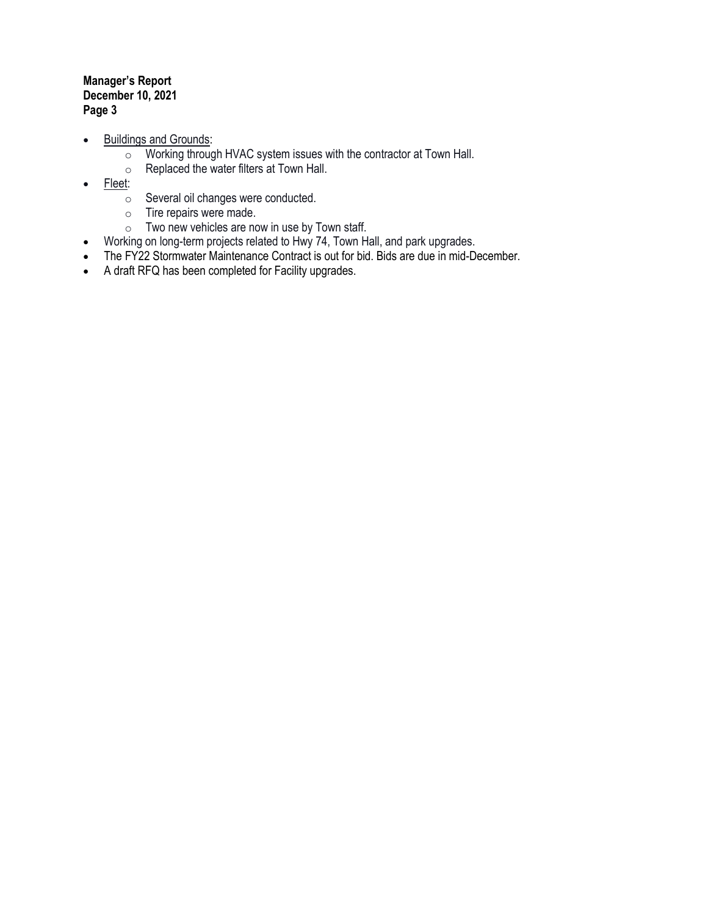- Buildings and Grounds:
    - Working through HVAC system issues with the contractor at Town Hall.
    - Replaced the water filters at Town Hall.
- Fleet:
    - Several oil changes were conducted.
    - Tire repairs were made.
    - Two new vehicles are now in use by Town staff.
- Working on long-term projects related to Hwy 74, Town Hall, and park upgrades.
- The FY22 Stormwater Maintenance Contract is out for bid. Bids are due in mid-December.
- A draft RFQ has been completed for Facility upgrades.